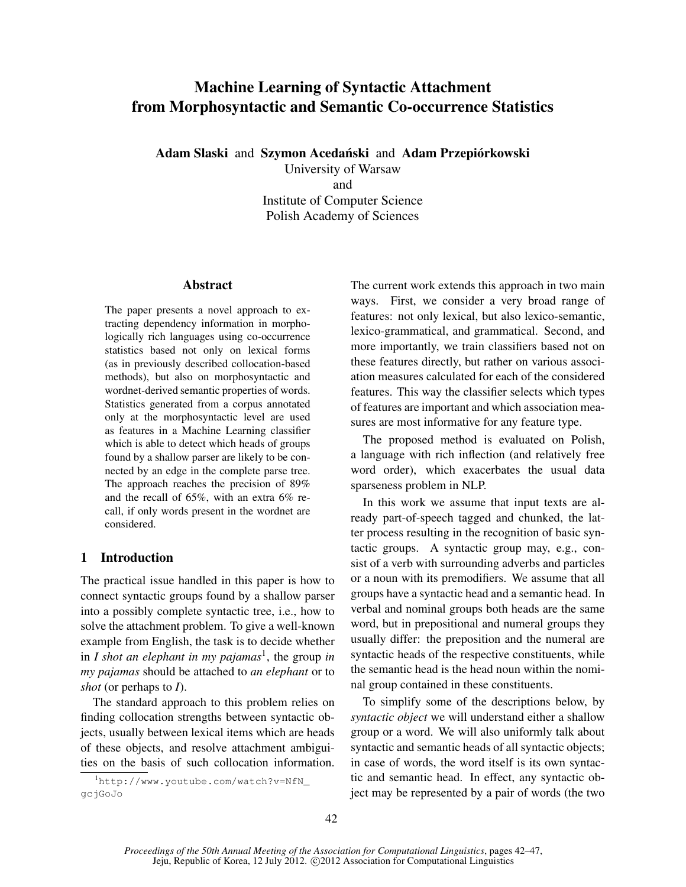# Machine Learning of Syntactic Attachment from Morphosyntactic and Semantic Co-occurrence Statistics

**Adam Slaski** and **Szymon Acedański** and **Adam Przepiórkowski**
University of Warsaw
and
Institute of Computer Science
Polish Academy of Sciences

## Abstract

The paper presents a novel approach to extracting dependency information in morphologically rich languages using co-occurrence statistics based not only on lexical forms (as in previously described collocation-based methods), but also on morphosyntactic and wordnet-derived semantic properties of words. Statistics generated from a corpus annotated only at the morphosyntactic level are used as features in a Machine Learning classifier which is able to detect which heads of groups found by a shallow parser are likely to be connected by an edge in the complete parse tree. The approach reaches the precision of 89% and the recall of 65%, with an extra 6% recall, if only words present in the wordnet are considered.

## 1 Introduction

The practical issue handled in this paper is how to connect syntactic groups found by a shallow parser into a possibly complete syntactic tree, i.e., how to solve the attachment problem. To give a well-known example from English, the task is to decide whether in *I shot an elephant in my pajamas*[1], the group *in my pajamas* should be attached to *an elephant* or to *shot* (or perhaps to *I*).

The standard approach to this problem relies on finding collocation strengths between syntactic objects, usually between lexical items which are heads of these objects, and resolve attachment ambiguities on the basis of such collocation information. The current work extends this approach in two main ways. First, we consider a very broad range of features: not only lexical, but also lexico-semantic, lexico-grammatical, and grammatical. Second, and more importantly, we train classifiers based not on these features directly, but rather on various association measures calculated for each of the considered features. This way the classifier selects which types of features are important and which association measures are most informative for any feature type.

The proposed method is evaluated on Polish, a language with rich inflection (and relatively free word order), which exacerbates the usual data sparseness problem in NLP.

In this work we assume that input texts are already part-of-speech tagged and chunked, the latter process resulting in the recognition of basic syntactic groups. A syntactic group may, e.g., consist of a verb with surrounding adverbs and particles or a noun with its premodifiers. We assume that all groups have a syntactic head and a semantic head. In verbal and nominal groups both heads are the same word, but in prepositional and numeral groups they usually differ: the preposition and the numeral are syntactic heads of the respective constituents, while the semantic head is the head noun within the nominal group contained in these constituents.

To simplify some of the descriptions below, by *syntactic object* we will understand either a shallow group or a word. We will also uniformly talk about syntactic and semantic heads of all syntactic objects; in case of words, the word itself is its own syntactic and semantic head. In effect, any syntactic object may be represented by a pair of words (the two

[1] http://www.youtube.com/watch?v=NfN_gcjGoJo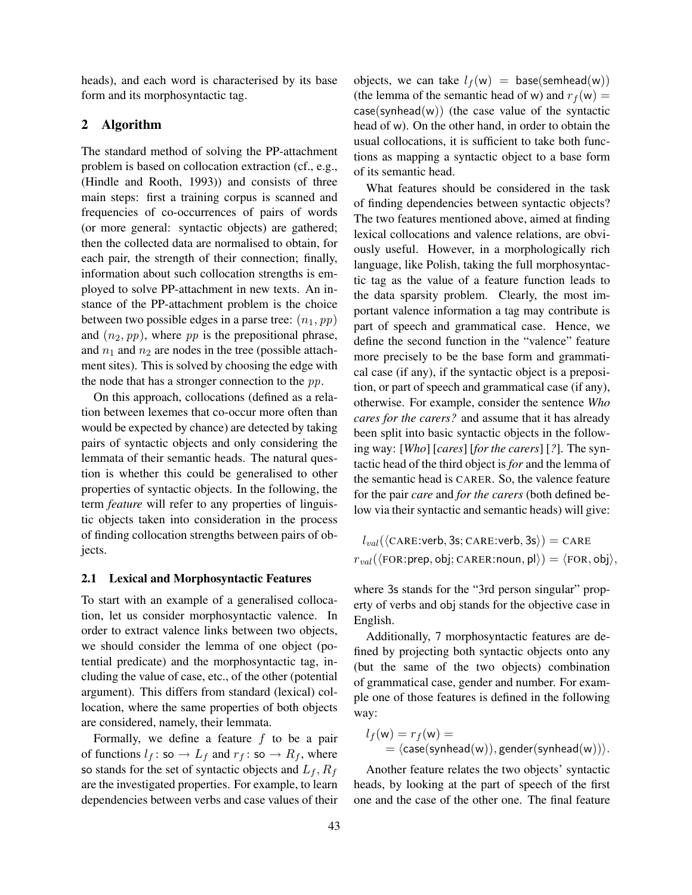heads), and each word is characterised by its base form and its morphosyntactic tag.

## 2 Algorithm

The standard method of solving the PP-attachment problem is based on collocation extraction (cf., e.g., (Hindle and Rooth, 1993)) and consists of three main steps: first a training corpus is scanned and frequencies of co-occurrences of pairs of words (or more general: syntactic objects) are gathered; then the collected data are normalised to obtain, for each pair, the strength of their connection; finally, information about such collocation strengths is employed to solve PP-attachment in new texts. An instance of the PP-attachment problem is the choice between two possible edges in a parse tree: $(n_1, pp)$ and $(n_2, pp)$, where $pp$ is the prepositional phrase, and $n_1$ and $n_2$ are nodes in the tree (possible attachment sites). This is solved by choosing the edge with the node that has a stronger connection to the $pp$.

On this approach, collocations (defined as a relation between lexemes that co-occur more often than would be expected by chance) are detected by taking pairs of syntactic objects and only considering the lemmata of their semantic heads. The natural question is whether this could be generalised to other properties of syntactic objects. In the following, the term *feature* will refer to any properties of linguistic objects taken into consideration in the process of finding collocation strengths between pairs of objects.

### 2.1 Lexical and Morphosyntactic Features

To start with an example of a generalised collocation, let us consider morphosyntactic valence. In order to extract valence links between two objects, we should consider the lemma of one object (potential predicate) and the morphosyntactic tag, including the value of case, etc., of the other (potential argument). This differs from standard (lexical) collocation, where the same properties of both objects are considered, namely, their lemmata.

Formally, we define a feature $f$ to be a pair of functions $l_f\colon \mathsf{so} \to L_f$ and $r_f\colon \mathsf{so} \to R_f$, where $\mathsf{so}$ stands for the set of syntactic objects and $L_f, R_f$ are the investigated properties. For example, to learn dependencies between verbs and case values of their objects, we can take $l_f(\mathsf{w}) = \mathsf{base}(\mathsf{semhead}(\mathsf{w}))$ (the lemma of the semantic head of w) and $r_f(\mathsf{w}) = \mathsf{case}(\mathsf{synhead}(\mathsf{w}))$ (the case value of the syntactic head of w). On the other hand, in order to obtain the usual collocations, it is sufficient to take both functions as mapping a syntactic object to a base form of its semantic head.

What features should be considered in the task of finding dependencies between syntactic objects? The two features mentioned above, aimed at finding lexical collocations and valence relations, are obviously useful. However, in a morphologically rich language, like Polish, taking the full morphosyntactic tag as the value of a feature function leads to the data sparsity problem. Clearly, the most important valence information a tag may contribute is part of speech and grammatical case. Hence, we define the second function in the "valence" feature more precisely to be the base form and grammatical case (if any), if the syntactic object is a preposition, or part of speech and grammatical case (if any), otherwise. For example, consider the sentence *Who cares for the carers?* and assume that it has already been split into basic syntactic objects in the following way: [*Who*] [*cares*] [*for the carers*] [*?*]. The syntactic head of the third object is *for* and the lemma of the semantic head is CARER. So, the valence feature for the pair *care* and *for the carers* (both defined below via their syntactic and semantic heads) will give:

$$l_{val}(\langle \text{CARE:}\mathsf{verb}, \mathsf{3s}; \text{CARE:}\mathsf{verb}, \mathsf{3s}\rangle) = \text{CARE}$$
$$r_{val}(\langle \text{FOR:}\mathsf{prep}, \mathsf{obj}; \text{CARER:}\mathsf{noun}, \mathsf{pl}\rangle) = \langle \text{FOR}, \mathsf{obj}\rangle,$$

where 3s stands for the "3rd person singular" property of verbs and obj stands for the objective case in English.

Additionally, 7 morphosyntactic features are defined by projecting both syntactic objects onto any (but the same of the two objects) combination of grammatical case, gender and number. For example one of those features is defined in the following way:

$$l_f(\mathsf{w}) = r_f(\mathsf{w}) = \\ = \langle \mathsf{case}(\mathsf{synhead}(\mathsf{w})), \mathsf{gender}(\mathsf{synhead}(\mathsf{w}))\rangle.$$

Another feature relates the two objects' syntactic heads, by looking at the part of speech of the first one and the case of the other one. The final feature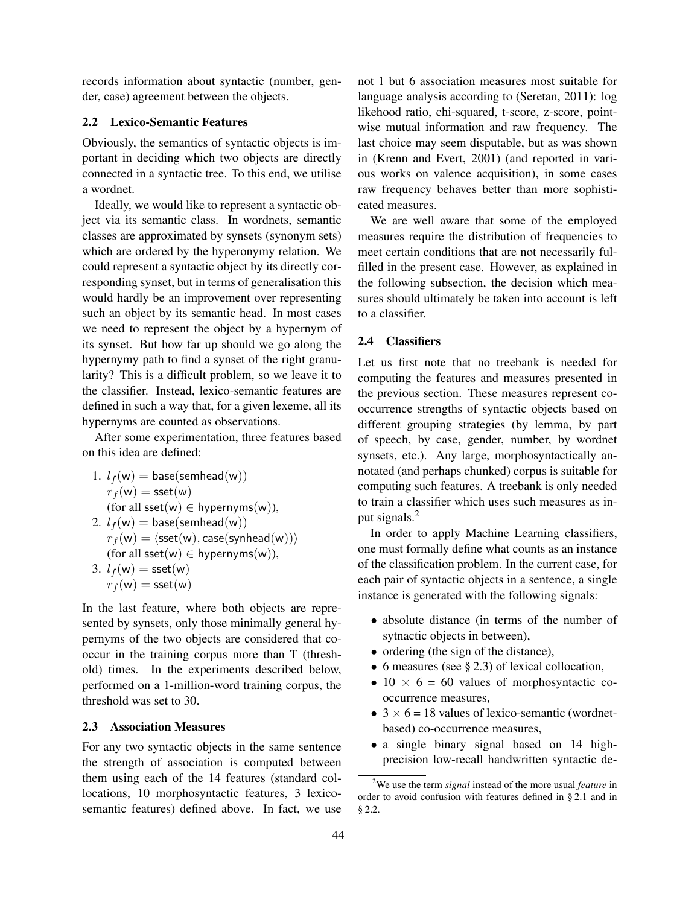records information about syntactic (number, gender, case) agreement between the objects.

### 2.2 Lexico-Semantic Features

Obviously, the semantics of syntactic objects is important in deciding which two objects are directly connected in a syntactic tree. To this end, we utilise a wordnet.

Ideally, we would like to represent a syntactic object via its semantic class. In wordnets, semantic classes are approximated by synsets (synonym sets) which are ordered by the hyperonymy relation. We could represent a syntactic object by its directly corresponding synset, but in terms of generalisation this would hardly be an improvement over representing such an object by its semantic head. In most cases we need to represent the object by a hypernym of its synset. But how far up should we go along the hypernymy path to find a synset of the right granularity? This is a difficult problem, so we leave it to the classifier. Instead, lexico-semantic features are defined in such a way that, for a given lexeme, all its hypernyms are counted as observations.

After some experimentation, three features based on this idea are defined:

1. $l_f(\mathsf{w}) = \mathsf{base}(\mathsf{semhead}(\mathsf{w}))$
   $r_f(\mathsf{w}) = \mathsf{sset}(\mathsf{w})$
   (for all $\mathsf{sset}(\mathsf{w}) \in \mathsf{hypernyms}(\mathsf{w})$),
2. $l_f(\mathsf{w}) = \mathsf{base}(\mathsf{semhead}(\mathsf{w}))$
   $r_f(\mathsf{w}) = \langle \mathsf{sset}(\mathsf{w}), \mathsf{case}(\mathsf{synhead}(\mathsf{w})) \rangle$
   (for all $\mathsf{sset}(\mathsf{w}) \in \mathsf{hypernyms}(\mathsf{w})$),
3. $l_f(\mathsf{w}) = \mathsf{sset}(\mathsf{w})$
   $r_f(\mathsf{w}) = \mathsf{sset}(\mathsf{w})$

In the last feature, where both objects are represented by synsets, only those minimally general hypernyms of the two objects are considered that co-occur in the training corpus more than T (threshold) times. In the experiments described below, performed on a 1-million-word training corpus, the threshold was set to 30.

### 2.3 Association Measures

For any two syntactic objects in the same sentence the strength of association is computed between them using each of the 14 features (standard collocations, 10 morphosyntactic features, 3 lexico-semantic features) defined above. In fact, we use not 1 but 6 association measures most suitable for language analysis according to (Seretan, 2011): log likehood ratio, chi-squared, t-score, z-score, pointwise mutual information and raw frequency. The last choice may seem disputable, but as was shown in (Krenn and Evert, 2001) (and reported in various works on valence acquisition), in some cases raw frequency behaves better than more sophisticated measures.

We are well aware that some of the employed measures require the distribution of frequencies to meet certain conditions that are not necessarily fulfilled in the present case. However, as explained in the following subsection, the decision which measures should ultimately be taken into account is left to a classifier.

### 2.4 Classifiers

Let us first note that no treebank is needed for computing the features and measures presented in the previous section. These measures represent co-occurrence strengths of syntactic objects based on different grouping strategies (by lemma, by part of speech, by case, gender, number, by wordnet synsets, etc.). Any large, morphosyntactically annotated (and perhaps chunked) corpus is suitable for computing such features. A treebank is only needed to train a classifier which uses such measures as input signals.[2]

In order to apply Machine Learning classifiers, one must formally define what counts as an instance of the classification problem. In the current case, for each pair of syntactic objects in a sentence, a single instance is generated with the following signals:

- absolute distance (in terms of the number of sytnactic objects in between),
- ordering (the sign of the distance),
- 6 measures (see § 2.3) of lexical collocation,
- $10 \times 6 = 60$ values of morphosyntactic co-occurrence measures,
- $3 \times 6 = 18$ values of lexico-semantic (wordnet-based) co-occurrence measures,
- a single binary signal based on 14 high-precision low-recall handwritten syntactic de-

[2] We use the term *signal* instead of the more usual *feature* in order to avoid confusion with features defined in § 2.1 and in § 2.2.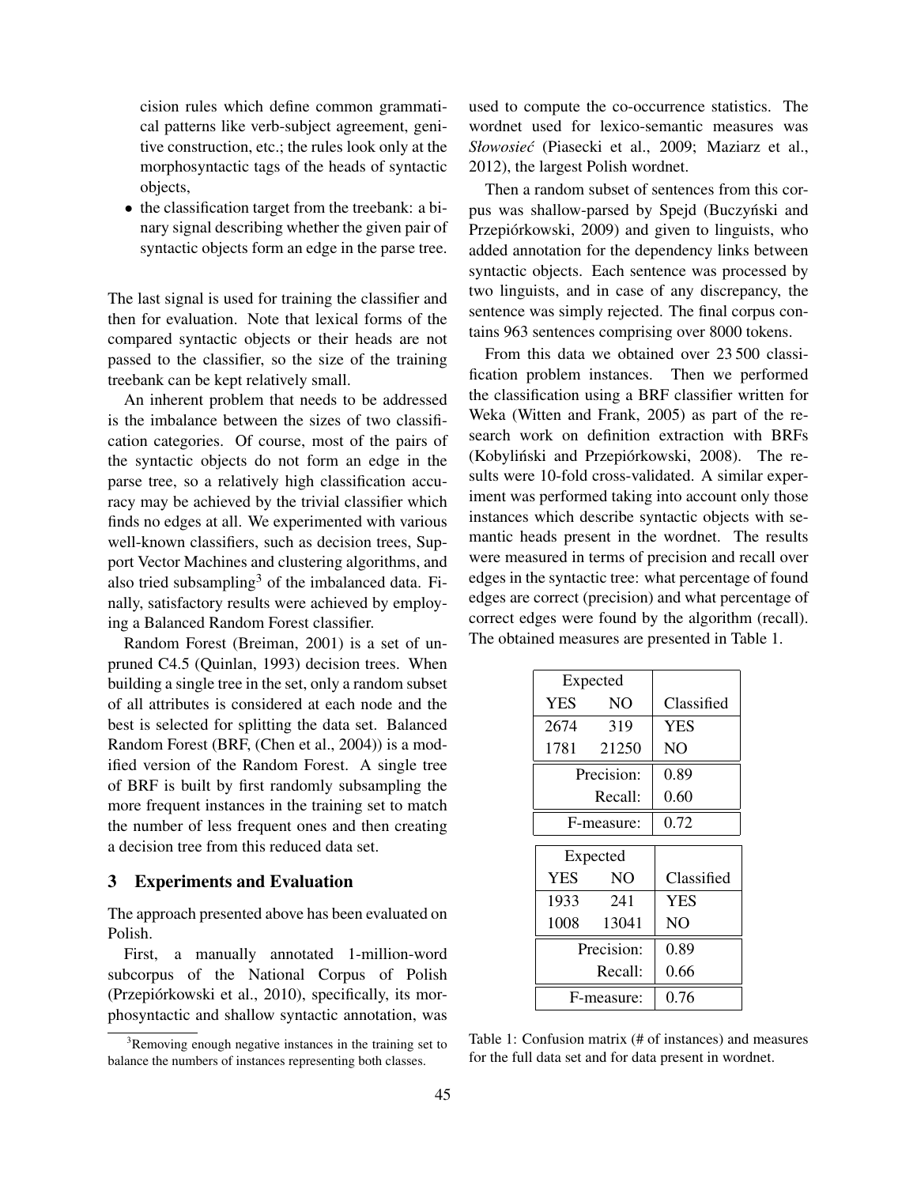cision rules which define common grammatical patterns like verb-subject agreement, genitive construction, etc.; the rules look only at the morphosyntactic tags of the heads of syntactic objects,

- the classification target from the treebank: a binary signal describing whether the given pair of syntactic objects form an edge in the parse tree.

The last signal is used for training the classifier and then for evaluation. Note that lexical forms of the compared syntactic objects or their heads are not passed to the classifier, so the size of the training treebank can be kept relatively small.

An inherent problem that needs to be addressed is the imbalance between the sizes of two classification categories. Of course, most of the pairs of the syntactic objects do not form an edge in the parse tree, so a relatively high classification accuracy may be achieved by the trivial classifier which finds no edges at all. We experimented with various well-known classifiers, such as decision trees, Support Vector Machines and clustering algorithms, and also tried subsampling[3] of the imbalanced data. Finally, satisfactory results were achieved by employing a Balanced Random Forest classifier.

Random Forest (Breiman, 2001) is a set of unpruned C4.5 (Quinlan, 1993) decision trees. When building a single tree in the set, only a random subset of all attributes is considered at each node and the best is selected for splitting the data set. Balanced Random Forest (BRF, (Chen et al., 2004)) is a modified version of the Random Forest. A single tree of BRF is built by first randomly subsampling the more frequent instances in the training set to match the number of less frequent ones and then creating a decision tree from this reduced data set.

## 3 Experiments and Evaluation

The approach presented above has been evaluated on Polish.

First, a manually annotated 1-million-word subcorpus of the National Corpus of Polish (Przepiórkowski et al., 2010), specifically, its morphosyntactic and shallow syntactic annotation, was used to compute the co-occurrence statistics. The wordnet used for lexico-semantic measures was *Słowosieć* (Piasecki et al., 2009; Maziarz et al., 2012), the largest Polish wordnet.

Then a random subset of sentences from this corpus was shallow-parsed by Spejd (Buczyński and Przepiórkowski, 2009) and given to linguists, who added annotation for the dependency links between syntactic objects. Each sentence was processed by two linguists, and in case of any discrepancy, the sentence was simply rejected. The final corpus contains 963 sentences comprising over 8000 tokens.

From this data we obtained over 23 500 classification problem instances. Then we performed the classification using a BRF classifier written for Weka (Witten and Frank, 2005) as part of the research work on definition extraction with BRFs (Kobyliński and Przepiórkowski, 2008). The results were 10-fold cross-validated. A similar experiment was performed taking into account only those instances which describe syntactic objects with semantic heads present in the wordnet. The results were measured in terms of precision and recall over edges in the syntactic tree: what percentage of found edges are correct (precision) and what percentage of correct edges were found by the algorithm (recall). The obtained measures are presented in Table 1.

| Expected | | |
|---|---|---|
| YES | NO | Classified |
| 2674 | 319 | YES |
| 1781 | 21250 | NO |
| | Precision: | 0.89 |
| | Recall: | 0.60 |
| | F-measure: | 0.72 |

| Expected | | |
|---|---|---|
| YES | NO | Classified |
| 1933 | 241 | YES |
| 1008 | 13041 | NO |
| | Precision: | 0.89 |
| | Recall: | 0.66 |
| | F-measure: | 0.76 |

Table 1: Confusion matrix (# of instances) and measures for the full data set and for data present in wordnet.

[3] Removing enough negative instances in the training set to balance the numbers of instances representing both classes.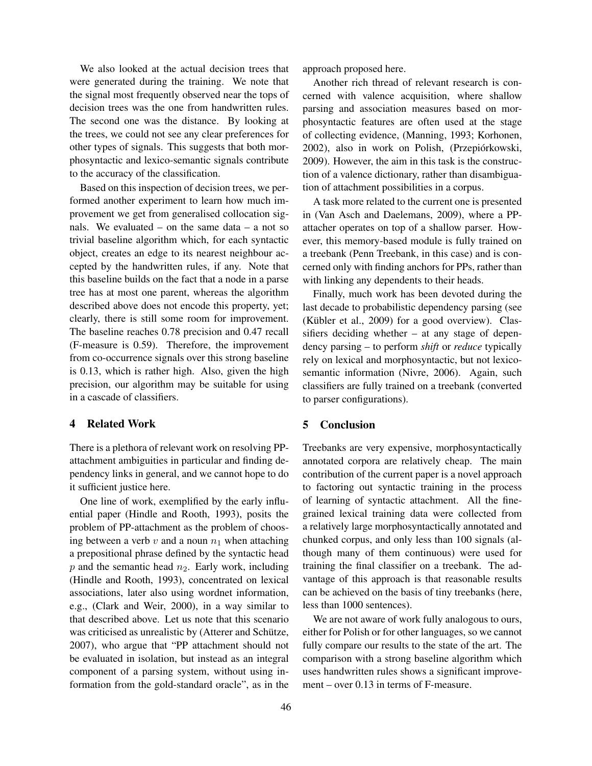We also looked at the actual decision trees that were generated during the training. We note that the signal most frequently observed near the tops of decision trees was the one from handwritten rules. The second one was the distance. By looking at the trees, we could not see any clear preferences for other types of signals. This suggests that both morphosyntactic and lexico-semantic signals contribute to the accuracy of the classification.

Based on this inspection of decision trees, we performed another experiment to learn how much improvement we get from generalised collocation signals. We evaluated – on the same data – a not so trivial baseline algorithm which, for each syntactic object, creates an edge to its nearest neighbour accepted by the handwritten rules, if any. Note that this baseline builds on the fact that a node in a parse tree has at most one parent, whereas the algorithm described above does not encode this property, yet; clearly, there is still some room for improvement. The baseline reaches 0.78 precision and 0.47 recall (F-measure is 0.59). Therefore, the improvement from co-occurrence signals over this strong baseline is 0.13, which is rather high. Also, given the high precision, our algorithm may be suitable for using in a cascade of classifiers.

## 4 Related Work

There is a plethora of relevant work on resolving PP-attachment ambiguities in particular and finding dependency links in general, and we cannot hope to do it sufficient justice here.

One line of work, exemplified by the early influential paper (Hindle and Rooth, 1993), posits the problem of PP-attachment as the problem of choosing between a verb $v$ and a noun $n_1$ when attaching a prepositional phrase defined by the syntactic head $p$ and the semantic head $n_2$. Early work, including (Hindle and Rooth, 1993), concentrated on lexical associations, later also using wordnet information, e.g., (Clark and Weir, 2000), in a way similar to that described above. Let us note that this scenario was criticised as unrealistic by (Atterer and Schütze, 2007), who argue that "PP attachment should not be evaluated in isolation, but instead as an integral component of a parsing system, without using information from the gold-standard oracle", as in the approach proposed here.

Another rich thread of relevant research is concerned with valence acquisition, where shallow parsing and association measures based on morphosyntactic features are often used at the stage of collecting evidence, (Manning, 1993; Korhonen, 2002), also in work on Polish, (Przepiórkowski, 2009). However, the aim in this task is the construction of a valence dictionary, rather than disambiguation of attachment possibilities in a corpus.

A task more related to the current one is presented in (Van Asch and Daelemans, 2009), where a PP-attacher operates on top of a shallow parser. However, this memory-based module is fully trained on a treebank (Penn Treebank, in this case) and is concerned only with finding anchors for PPs, rather than with linking any dependents to their heads.

Finally, much work has been devoted during the last decade to probabilistic dependency parsing (see (Kübler et al., 2009) for a good overview). Classifiers deciding whether – at any stage of dependency parsing – to perform *shift* or *reduce* typically rely on lexical and morphosyntactic, but not lexico-semantic information (Nivre, 2006). Again, such classifiers are fully trained on a treebank (converted to parser configurations).

## 5 Conclusion

Treebanks are very expensive, morphosyntactically annotated corpora are relatively cheap. The main contribution of the current paper is a novel approach to factoring out syntactic training in the process of learning of syntactic attachment. All the fine-grained lexical training data were collected from a relatively large morphosyntactically annotated and chunked corpus, and only less than 100 signals (although many of them continuous) were used for training the final classifier on a treebank. The advantage of this approach is that reasonable results can be achieved on the basis of tiny treebanks (here, less than 1000 sentences).

We are not aware of work fully analogous to ours, either for Polish or for other languages, so we cannot fully compare our results to the state of the art. The comparison with a strong baseline algorithm which uses handwritten rules shows a significant improvement – over 0.13 in terms of F-measure.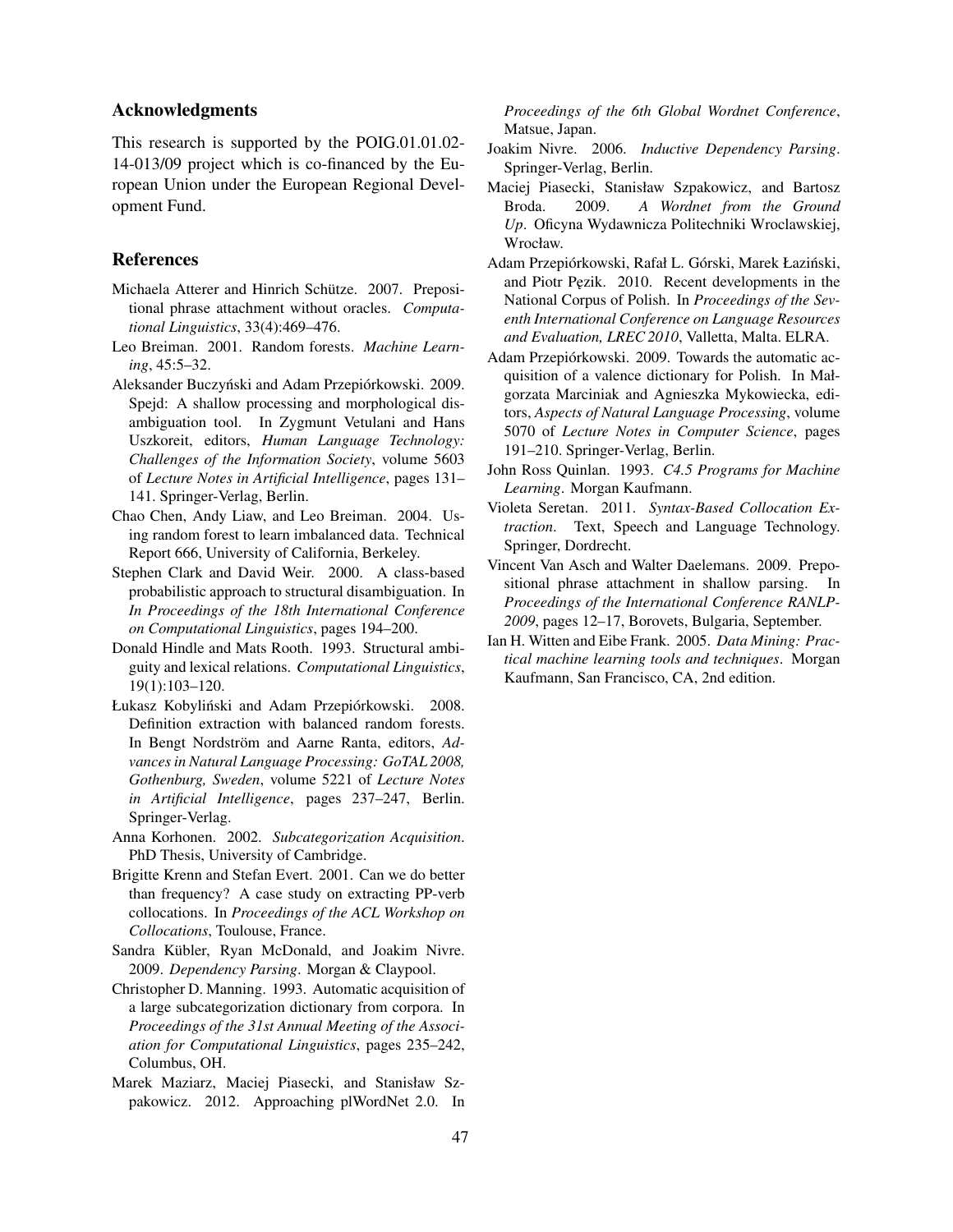## Acknowledgments

This research is supported by the POIG.01.01.02-14-013/09 project which is co-financed by the European Union under the European Regional Development Fund.

## References

Michaela Atterer and Hinrich Schütze. 2007. Prepositional phrase attachment without oracles. *Computational Linguistics*, 33(4):469–476.

Leo Breiman. 2001. Random forests. *Machine Learning*, 45:5–32.

Aleksander Buczyński and Adam Przepiórkowski. 2009. Spejd: A shallow processing and morphological disambiguation tool. In Zygmunt Vetulani and Hans Uszkoreit, editors, *Human Language Technology: Challenges of the Information Society*, volume 5603 of *Lecture Notes in Artificial Intelligence*, pages 131–141. Springer-Verlag, Berlin.

Chao Chen, Andy Liaw, and Leo Breiman. 2004. Using random forest to learn imbalanced data. Technical Report 666, University of California, Berkeley.

Stephen Clark and David Weir. 2000. A class-based probabilistic approach to structural disambiguation. In *In Proceedings of the 18th International Conference on Computational Linguistics*, pages 194–200.

Donald Hindle and Mats Rooth. 1993. Structural ambiguity and lexical relations. *Computational Linguistics*, 19(1):103–120.

Łukasz Kobyliński and Adam Przepiórkowski. 2008. Definition extraction with balanced random forests. In Bengt Nordström and Aarne Ranta, editors, *Advances in Natural Language Processing: GoTAL 2008, Gothenburg, Sweden*, volume 5221 of *Lecture Notes in Artificial Intelligence*, pages 237–247, Berlin. Springer-Verlag.

Anna Korhonen. 2002. *Subcategorization Acquisition*. PhD Thesis, University of Cambridge.

Brigitte Krenn and Stefan Evert. 2001. Can we do better than frequency? A case study on extracting PP-verb collocations. In *Proceedings of the ACL Workshop on Collocations*, Toulouse, France.

Sandra Kübler, Ryan McDonald, and Joakim Nivre. 2009. *Dependency Parsing*. Morgan & Claypool.

Christopher D. Manning. 1993. Automatic acquisition of a large subcategorization dictionary from corpora. In *Proceedings of the 31st Annual Meeting of the Association for Computational Linguistics*, pages 235–242, Columbus, OH.

Marek Maziarz, Maciej Piasecki, and Stanisław Szpakowicz. 2012. Approaching plWordNet 2.0. In *Proceedings of the 6th Global Wordnet Conference*, Matsue, Japan.

Joakim Nivre. 2006. *Inductive Dependency Parsing*. Springer-Verlag, Berlin.

Maciej Piasecki, Stanisław Szpakowicz, and Bartosz Broda. 2009. *A Wordnet from the Ground Up*. Oficyna Wydawnicza Politechniki Wroclawskiej, Wrocław.

Adam Przepiórkowski, Rafał L. Górski, Marek Łaziński, and Piotr Pęzik. 2010. Recent developments in the National Corpus of Polish. In *Proceedings of the Seventh International Conference on Language Resources and Evaluation, LREC 2010*, Valletta, Malta. ELRA.

Adam Przepiórkowski. 2009. Towards the automatic acquisition of a valence dictionary for Polish. In Małgorzata Marciniak and Agnieszka Mykowiecka, editors, *Aspects of Natural Language Processing*, volume 5070 of *Lecture Notes in Computer Science*, pages 191–210. Springer-Verlag, Berlin.

John Ross Quinlan. 1993. *C4.5 Programs for Machine Learning*. Morgan Kaufmann.

Violeta Seretan. 2011. *Syntax-Based Collocation Extraction*. Text, Speech and Language Technology. Springer, Dordrecht.

Vincent Van Asch and Walter Daelemans. 2009. Prepositional phrase attachment in shallow parsing. In *Proceedings of the International Conference RANLP-2009*, pages 12–17, Borovets, Bulgaria, September.

Ian H. Witten and Eibe Frank. 2005. *Data Mining: Practical machine learning tools and techniques*. Morgan Kaufmann, San Francisco, CA, 2nd edition.